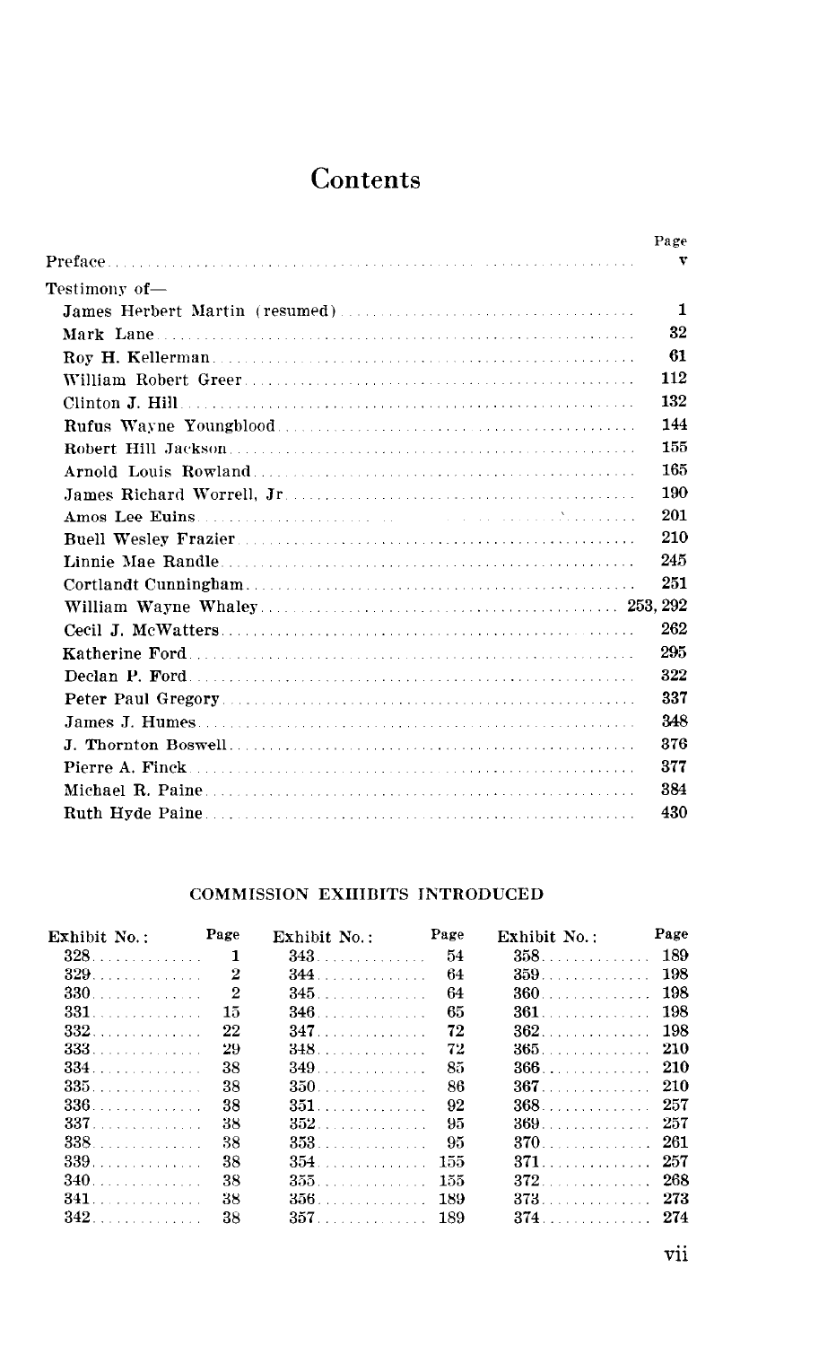# Contents

| | Page |
|---|---|
| Preface | v |
| Testimony of— | |
| James Herbert Martin (resumed) | 1 |
| Mark Lane | 32 |
| Roy H. Kellerman | 61 |
| William Robert Greer | 112 |
| Clinton J. Hill | 132 |
| Rufus Wayne Youngblood | 144 |
| Robert Hill Jackson | 155 |
| Arnold Louis Rowland | 165 |
| James Richard Worrell, Jr | 190 |
| Amos Lee Euins | 201 |
| Buell Wesley Frazier | 210 |
| Linnie Mae Randle | 245 |
| Cortlandt Cunningham | 251 |
| William Wayne Whaley | 253, 292 |
| Cecil J. McWatters | 262 |
| Katherine Ford | 295 |
| Declan P. Ford | 322 |
| Peter Paul Gregory | 337 |
| James J. Humes | 348 |
| J. Thornton Boswell | 376 |
| Pierre A. Finck | 377 |
| Michael R. Paine | 384 |
| Ruth Hyde Paine | 430 |

## COMMISSION EXHIBITS INTRODUCED

| Exhibit No.: | Page | Exhibit No.: | Page | Exhibit No.: | Page |
|---|---|---|---|---|---|
| 328 | 1 | 343 | 54 | 358 | 189 |
| 329 | 2 | 344 | 64 | 359 | 198 |
| 330 | 2 | 345 | 64 | 360 | 198 |
| 331 | 15 | 346 | 65 | 361 | 198 |
| 332 | 22 | 347 | 72 | 362 | 198 |
| 333 | 29 | 348 | 72 | 365 | 210 |
| 334 | 38 | 349 | 85 | 366 | 210 |
| 335 | 38 | 350 | 86 | 367 | 210 |
| 336 | 38 | 351 | 92 | 368 | 257 |
| 337 | 38 | 352 | 95 | 369 | 257 |
| 338 | 38 | 353 | 95 | 370 | 261 |
| 339 | 38 | 354 | 155 | 371 | 257 |
| 340 | 38 | 355 | 155 | 372 | 268 |
| 341 | 38 | 356 | 189 | 373 | 273 |
| 342 | 38 | 357 | 189 | 374 | 274 |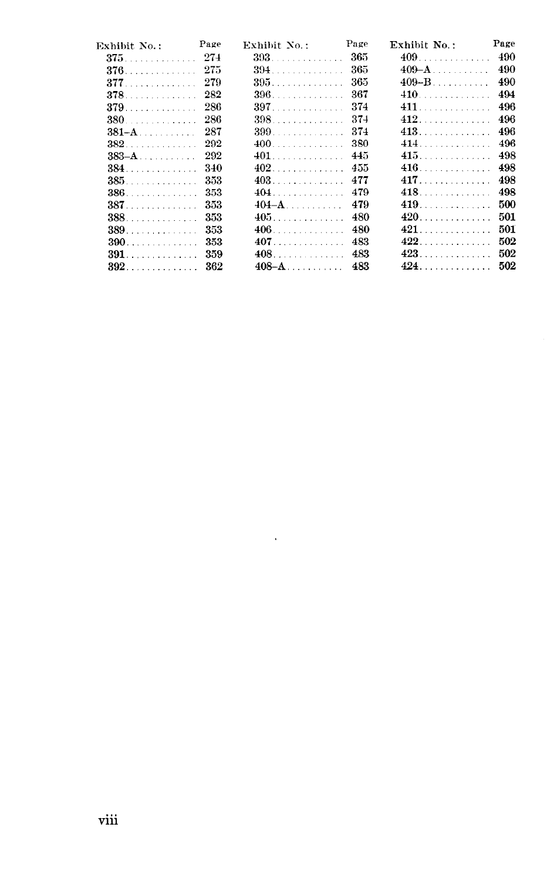| Exhibit No.: | Page | Exhibit No.: | Page | Exhibit No.: | Page |
|---|---|---|---|---|---|
| 375 | 274 | 393 | 365 | 409 | 490 |
| 376 | 275 | 394 | 365 | 409–A | 490 |
| 377 | 279 | 395 | 365 | 409–B | 490 |
| 378 | 282 | 396 | 367 | 410 | 494 |
| 379 | 286 | 397 | 374 | 411 | 496 |
| 380 | 286 | 398 | 374 | 412 | 496 |
| 381–A | 287 | 399 | 374 | 413 | 496 |
| 382 | 292 | 400 | 380 | 414 | 496 |
| 383–A | 292 | 401 | 445 | 415 | 498 |
| 384 | 340 | 402 | 455 | 416 | 498 |
| 385 | 353 | 403 | 477 | 417 | 498 |
| 386 | 353 | 404 | 479 | 418 | 498 |
| 387 | 353 | 404–A | 479 | 419 | 500 |
| 388 | 353 | 405 | 480 | 420 | 501 |
| 389 | 353 | 406 | 480 | 421 | 501 |
| 390 | 353 | 407 | 483 | 422 | 502 |
| 391 | 359 | 408 | 483 | 423 | 502 |
| 392 | 362 | 408–A | 483 | 424 | 502 |